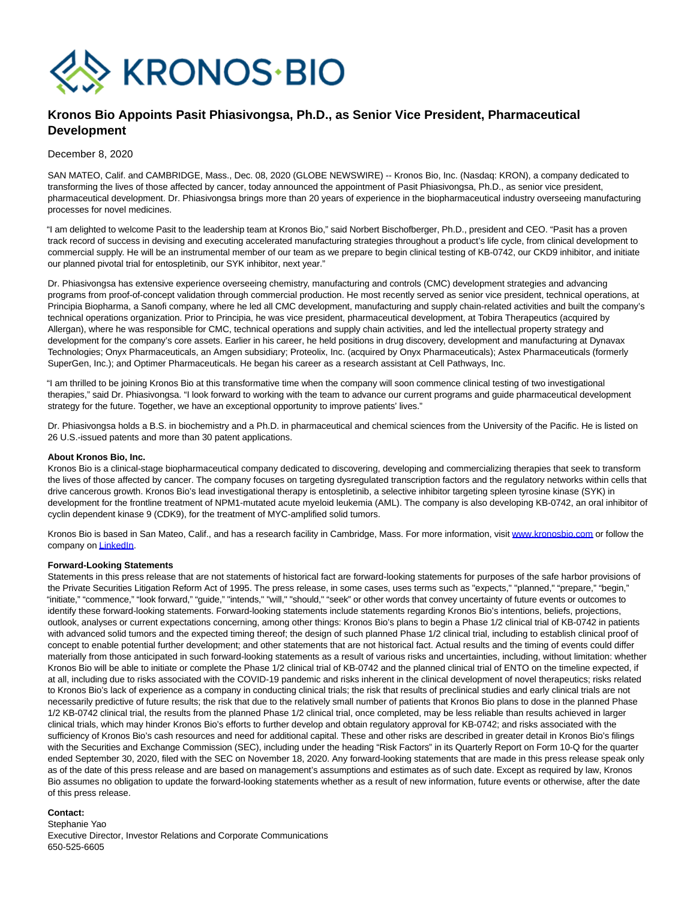# Kronos Bio Appoints Pasit Phiasivongsa, Ph.D., as Senior Vice President, Pharmaceutical Development

December 8, 2020

SAN MATEO, Calif. and CAMBRIDGE, Mass., Dec. 08, 2020 (GLOBE NEWSWIRE) -- Kronos Bio, Inc. (Nasdaq: KRON), a company dedicated to transforming the lives of those affected by cancer, today announced the appointment of Pasit Phiasivongsa, Ph.D., as senior vice president, pharmaceutical development. Dr. Phiasivongsa brings more than 20 years of experience in the biopharmaceutical industry overseeing manufacturing processes for novel medicines.

"I am delighted to welcome Pasit to the leadership team at Kronos Bio," said Norbert Bischofberger, Ph.D., president and CEO. "Pasit has a proven track record of success in devising and executing accelerated manufacturing strategies throughout a product's life cycle, from clinical development to commercial supply. He will be an instrumental member of our team as we prepare to begin clinical testing of KB-0742, our CKD9 inhibitor, and initiate our planned pivotal trial for entospletinib, our SYK inhibitor, next year."

Dr. Phiasivongsa has extensive experience overseeing chemistry, manufacturing and controls (CMC) development strategies and advancing programs from proof-of-concept validation through commercial production. He most recently served as senior vice president, technical operations, at Principia Biopharma, a Sanofi company, where he led all CMC development, manufacturing and supply chain-related activities and built the company's technical operations organization. Prior to Principia, he was vice president, pharmaceutical development, at Tobira Therapeutics (acquired by Allergan), where he was responsible for CMC, technical operations and supply chain activities, and led the intellectual property strategy and development for the company's core assets. Earlier in his career, he held positions in drug discovery, development and manufacturing at Dynavax Technologies; Onyx Pharmaceuticals, an Amgen subsidiary; Proteolix, Inc. (acquired by Onyx Pharmaceuticals); Astex Pharmaceuticals (formerly SuperGen, Inc.); and Optimer Pharmaceuticals. He began his career as a research assistant at Cell Pathways, Inc.

"I am thrilled to be joining Kronos Bio at this transformative time when the company will soon commence clinical testing of two investigational therapies," said Dr. Phiasivongsa. "I look forward to working with the team to advance our current programs and guide pharmaceutical development strategy for the future. Together, we have an exceptional opportunity to improve patients' lives."

Dr. Phiasivongsa holds a B.S. in biochemistry and a Ph.D. in pharmaceutical and chemical sciences from the University of the Pacific. He is listed on 26 U.S.-issued patents and more than 30 patent applications.

**About Kronos Bio, Inc.**
Kronos Bio is a clinical-stage biopharmaceutical company dedicated to discovering, developing and commercializing therapies that seek to transform the lives of those affected by cancer. The company focuses on targeting dysregulated transcription factors and the regulatory networks within cells that drive cancerous growth. Kronos Bio's lead investigational therapy is entospletinib, a selective inhibitor targeting spleen tyrosine kinase (SYK) in development for the frontline treatment of NPM1-mutated acute myeloid leukemia (AML). The company is also developing KB-0742, an oral inhibitor of cyclin dependent kinase 9 (CDK9), for the treatment of MYC-amplified solid tumors.

Kronos Bio is based in San Mateo, Calif., and has a research facility in Cambridge, Mass. For more information, visit www.kronosbio.com or follow the company on LinkedIn.

**Forward-Looking Statements**
Statements in this press release that are not statements of historical fact are forward-looking statements for purposes of the safe harbor provisions of the Private Securities Litigation Reform Act of 1995. The press release, in some cases, uses terms such as "expects," "planned," "prepare," "begin," "initiate," "commence," "look forward," "guide," "intends," "will," "should," "seek" or other words that convey uncertainty of future events or outcomes to identify these forward-looking statements. Forward-looking statements include statements regarding Kronos Bio's intentions, beliefs, projections, outlook, analyses or current expectations concerning, among other things: Kronos Bio's plans to begin a Phase 1/2 clinical trial of KB-0742 in patients with advanced solid tumors and the expected timing thereof; the design of such planned Phase 1/2 clinical trial, including to establish clinical proof of concept to enable potential further development; and other statements that are not historical fact. Actual results and the timing of events could differ materially from those anticipated in such forward-looking statements as a result of various risks and uncertainties, including, without limitation: whether Kronos Bio will be able to initiate or complete the Phase 1/2 clinical trial of KB-0742 and the planned clinical trial of ENTO on the timeline expected, if at all, including due to risks associated with the COVID-19 pandemic and risks inherent in the clinical development of novel therapeutics; risks related to Kronos Bio's lack of experience as a company in conducting clinical trials; the risk that results of preclinical studies and early clinical trials are not necessarily predictive of future results; the risk that due to the relatively small number of patients that Kronos Bio plans to dose in the planned Phase 1/2 KB-0742 clinical trial, the results from the planned Phase 1/2 clinical trial, once completed, may be less reliable than results achieved in larger clinical trials, which may hinder Kronos Bio's efforts to further develop and obtain regulatory approval for KB-0742; and risks associated with the sufficiency of Kronos Bio's cash resources and need for additional capital. These and other risks are described in greater detail in Kronos Bio's filings with the Securities and Exchange Commission (SEC), including under the heading "Risk Factors" in its Quarterly Report on Form 10-Q for the quarter ended September 30, 2020, filed with the SEC on November 18, 2020. Any forward-looking statements that are made in this press release speak only as of the date of this press release and are based on management's assumptions and estimates as of such date. Except as required by law, Kronos Bio assumes no obligation to update the forward-looking statements whether as a result of new information, future events or otherwise, after the date of this press release.

**Contact:**
Stephanie Yao
Executive Director, Investor Relations and Corporate Communications
650-525-6605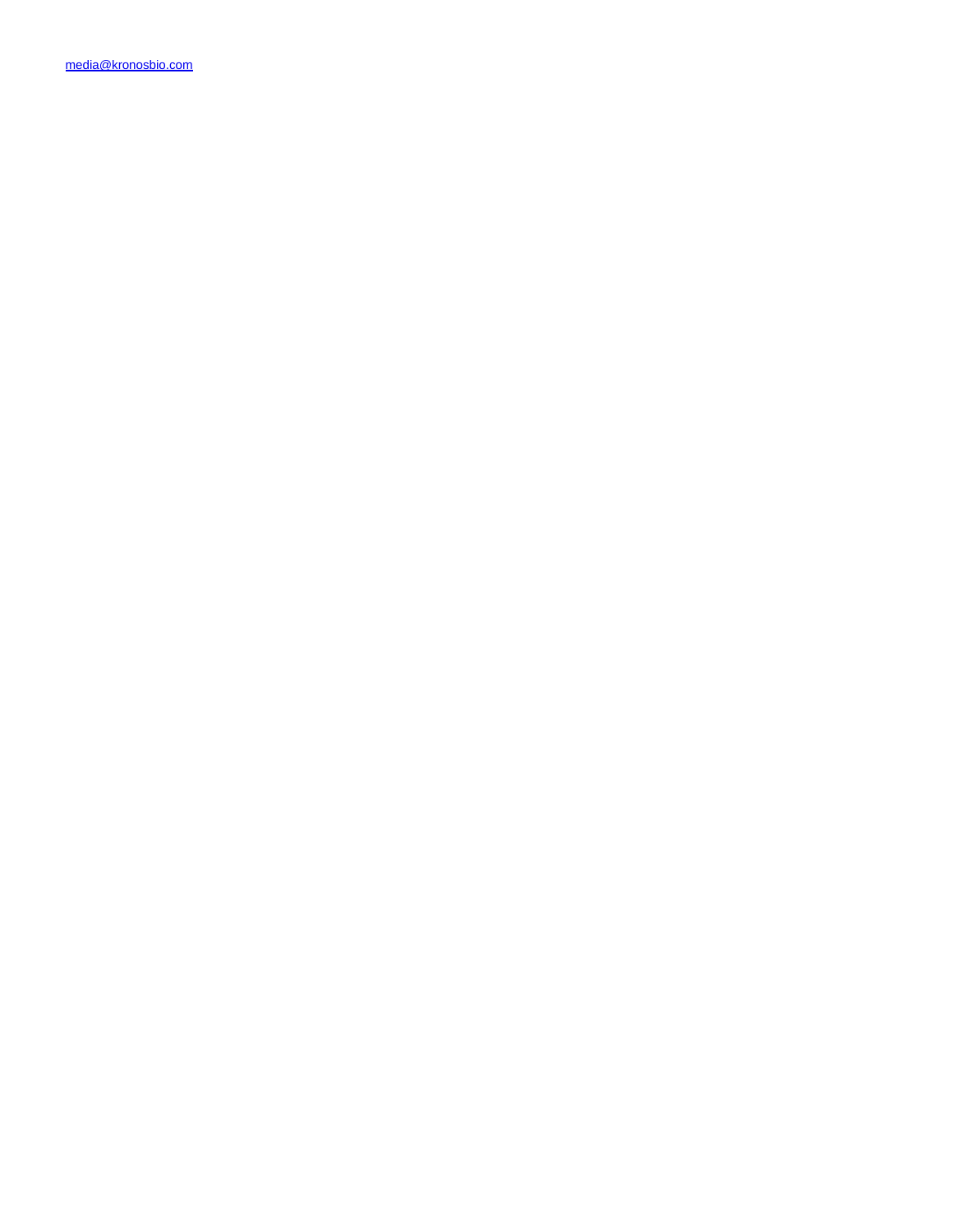media@kronosbio.com